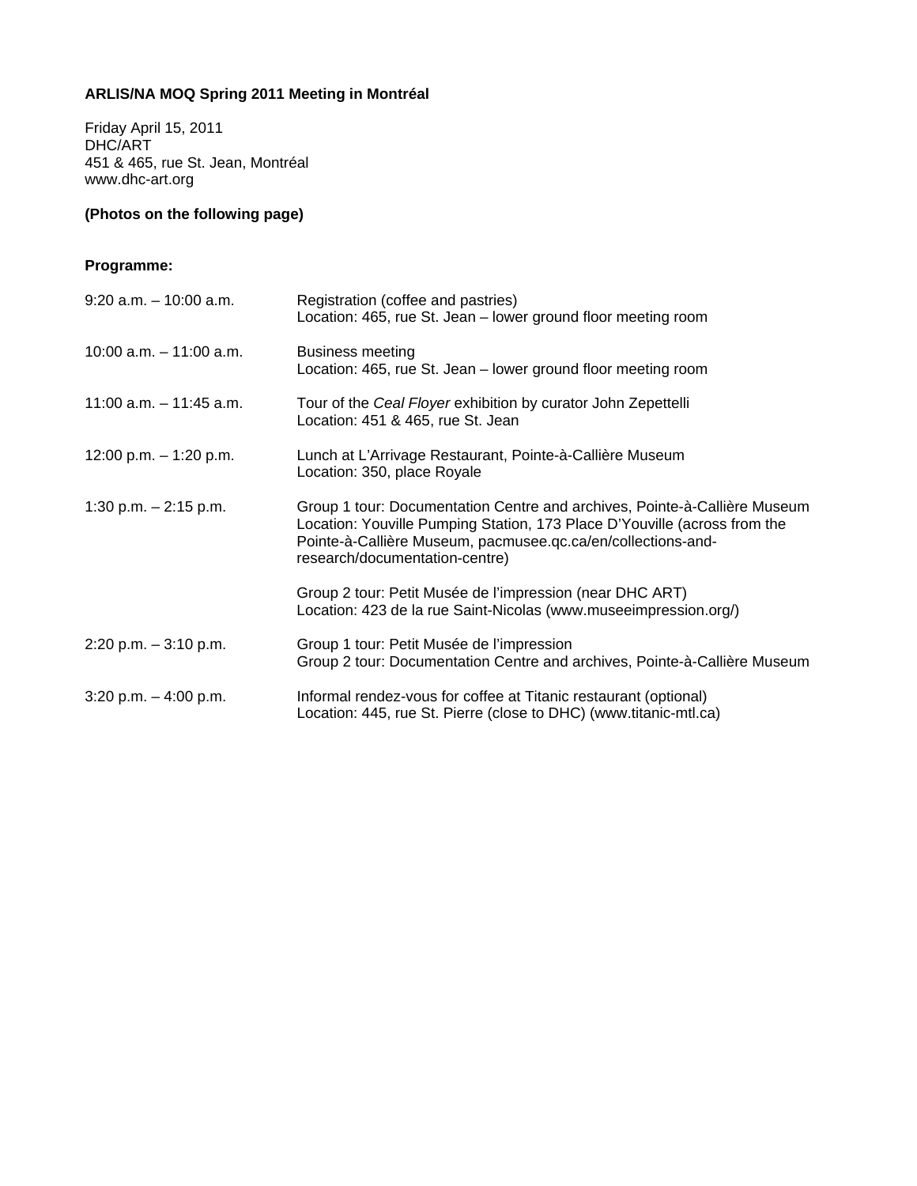**ARLIS/NA MOQ Spring 2011 Meeting in Montréal**

Friday April 15, 2011
DHC/ART
451 & 465, rue St. Jean, Montréal
www.dhc-art.org

**(Photos on the following page)**

**Programme:**

| | |
|---|---|
| 9:20 a.m. – 10:00 a.m. | Registration (coffee and pastries)<br>Location: 465, rue St. Jean – lower ground floor meeting room |
| 10:00 a.m. – 11:00 a.m. | Business meeting<br>Location: 465, rue St. Jean – lower ground floor meeting room |
| 11:00 a.m. – 11:45 a.m. | Tour of the *Ceal Floyer* exhibition by curator John Zepettelli<br>Location: 451 & 465, rue St. Jean |
| 12:00 p.m. – 1:20 p.m. | Lunch at L'Arrivage Restaurant, Pointe-à-Callière Museum<br>Location: 350, place Royale |
| 1:30 p.m. – 2:15 p.m. | Group 1 tour: Documentation Centre and archives, Pointe-à-Callière Museum<br>Location: Youville Pumping Station, 173 Place D'Youville (across from the Pointe-à-Callière Museum, pacmusee.qc.ca/en/collections-and-research/documentation-centre)<br><br>Group 2 tour: Petit Musée de l'impression (near DHC ART)<br>Location: 423 de la rue Saint-Nicolas (www.museeimpression.org/) |
| 2:20 p.m. – 3:10 p.m. | Group 1 tour: Petit Musée de l'impression<br>Group 2 tour: Documentation Centre and archives, Pointe-à-Callière Museum |
| 3:20 p.m. – 4:00 p.m. | Informal rendez-vous for coffee at Titanic restaurant (optional)<br>Location: 445, rue St. Pierre (close to DHC) (www.titanic-mtl.ca) |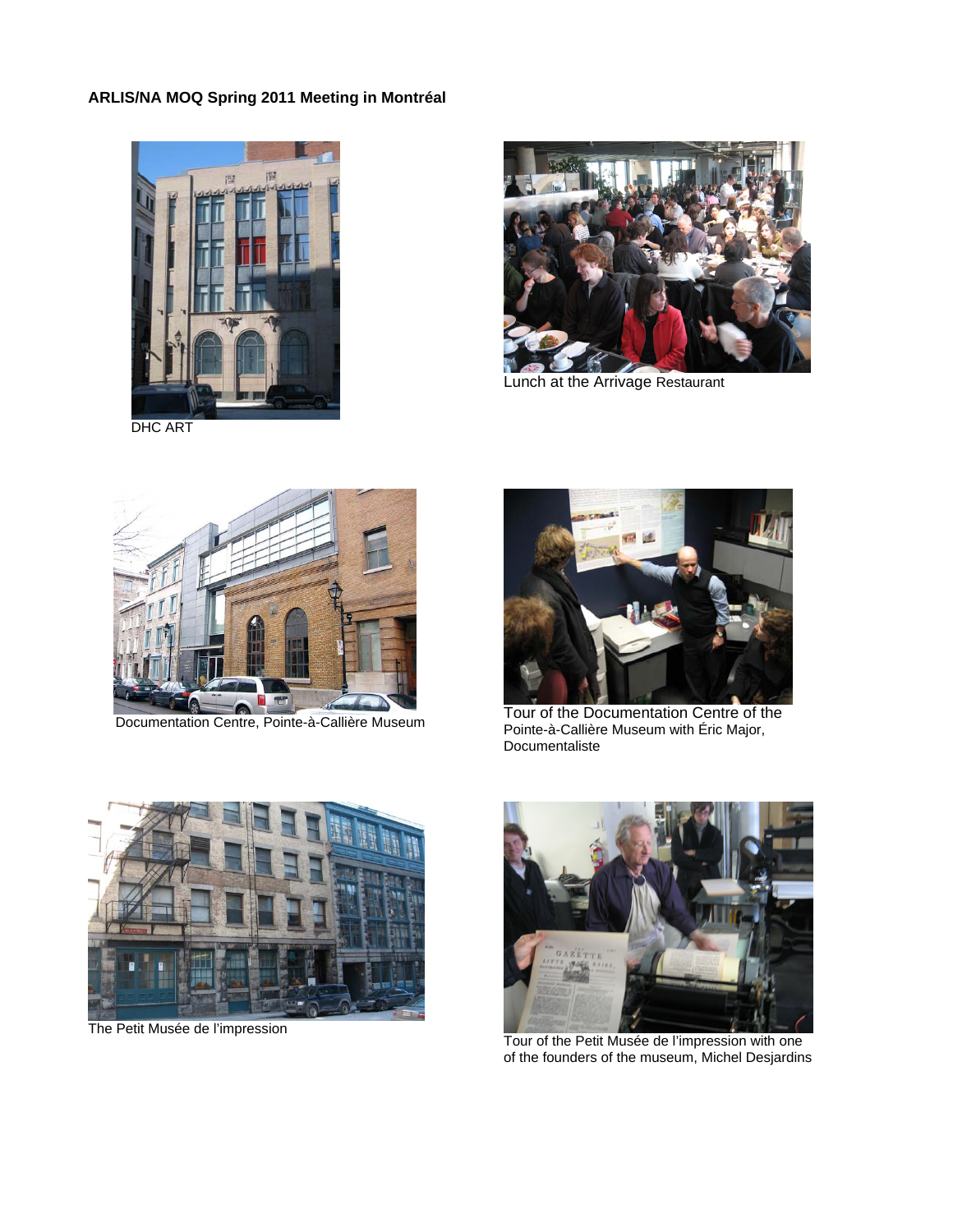**ARLIS/NA MOQ Spring 2011 Meeting in Montréal**

DHC ART

Lunch at the Arrivage Restaurant

Documentation Centre, Pointe-à-Callière Museum

Tour of the Documentation Centre of the Pointe-à-Callière Museum with Éric Major, Documentaliste

The Petit Musée de l'impression

Tour of the Petit Musée de l'impression with one of the founders of the museum, Michel Desjardins